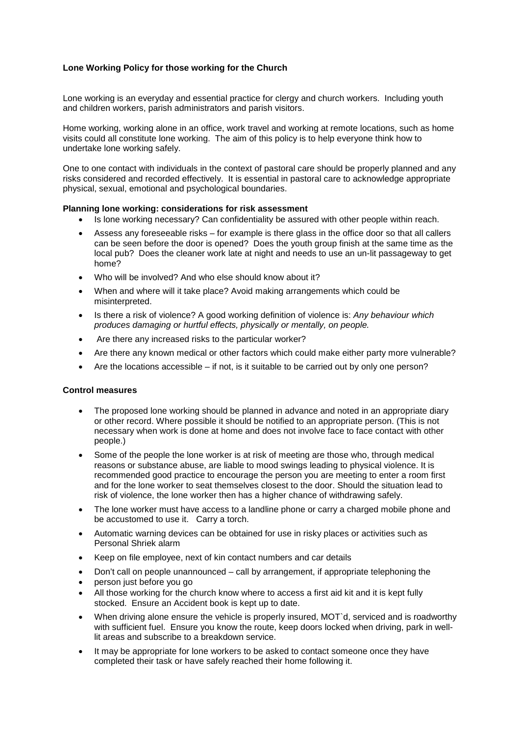**Lone Working Policy for those working for the Church**

Lone working is an everyday and essential practice for clergy and church workers. Including youth and children workers, parish administrators and parish visitors.

Home working, working alone in an office, work travel and working at remote locations, such as home visits could all constitute lone working. The aim of this policy is to help everyone think how to undertake lone working safely.

One to one contact with individuals in the context of pastoral care should be properly planned and any risks considered and recorded effectively. It is essential in pastoral care to acknowledge appropriate physical, sexual, emotional and psychological boundaries.

**Planning lone working: considerations for risk assessment**

- Is lone working necessary? Can confidentiality be assured with other people within reach.
- Assess any foreseeable risks – for example is there glass in the office door so that all callers can be seen before the door is opened? Does the youth group finish at the same time as the local pub? Does the cleaner work late at night and needs to use an un-lit passageway to get home?
- Who will be involved? And who else should know about it?
- When and where will it take place? Avoid making arrangements which could be misinterpreted.
- Is there a risk of violence? A good working definition of violence is: *Any behaviour which produces damaging or hurtful effects, physically or mentally, on people.*
- Are there any increased risks to the particular worker?
- Are there any known medical or other factors which could make either party more vulnerable?
- Are the locations accessible – if not, is it suitable to be carried out by only one person?

**Control measures**

- The proposed lone working should be planned in advance and noted in an appropriate diary or other record. Where possible it should be notified to an appropriate person. (This is not necessary when work is done at home and does not involve face to face contact with other people.)
- Some of the people the lone worker is at risk of meeting are those who, through medical reasons or substance abuse, are liable to mood swings leading to physical violence. It is recommended good practice to encourage the person you are meeting to enter a room first and for the lone worker to seat themselves closest to the door. Should the situation lead to risk of violence, the lone worker then has a higher chance of withdrawing safely.
- The lone worker must have access to a landline phone or carry a charged mobile phone and be accustomed to use it. Carry a torch.
- Automatic warning devices can be obtained for use in risky places or activities such as Personal Shriek alarm
- Keep on file employee, next of kin contact numbers and car details
- Don't call on people unannounced – call by arrangement, if appropriate telephoning the
- person just before you go
- All those working for the church know where to access a first aid kit and it is kept fully stocked. Ensure an Accident book is kept up to date.
- When driving alone ensure the vehicle is properly insured, MOT`d, serviced and is roadworthy with sufficient fuel. Ensure you know the route, keep doors locked when driving, park in well-lit areas and subscribe to a breakdown service.
- It may be appropriate for lone workers to be asked to contact someone once they have completed their task or have safely reached their home following it.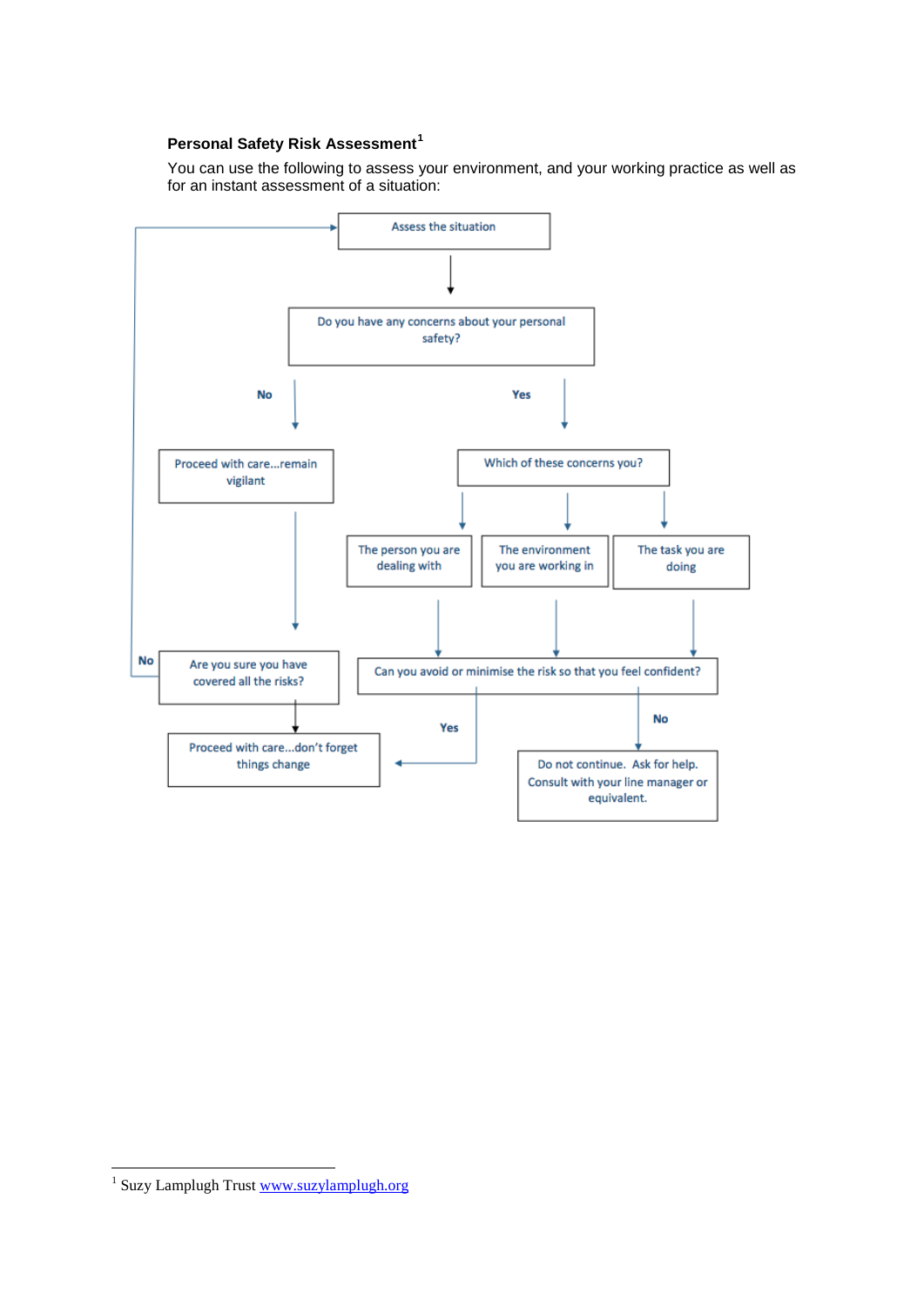**Personal Safety Risk Assessment**[1]

You can use the following to assess your environment, and your working practice as well as for an instant assessment of a situation:

Assess the situation

Do you have any concerns about your personal safety?

No → Proceed with care...remain vigilant

Yes → Which of these concerns you?

- The person you are dealing with
- The environment you are working in
- The task you are doing

Are you sure you have covered all the risks?

No → Assess the situation

Can you avoid or minimise the risk so that you feel confident?

Yes → Proceed with care...don't forget things change

No → Do not continue. Ask for help. Consult with your line manager or equivalent.

---

[1] Suzy Lamplugh Trust www.suzylamplugh.org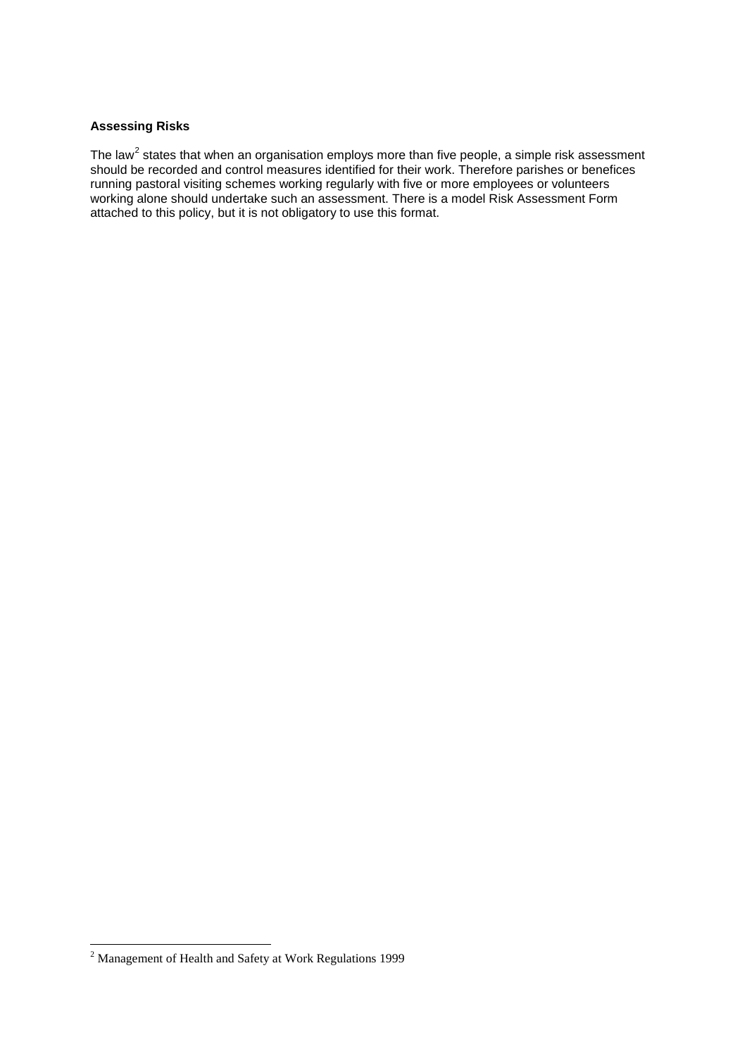**Assessing Risks**

The law[2] states that when an organisation employs more than five people, a simple risk assessment should be recorded and control measures identified for their work. Therefore parishes or benefices running pastoral visiting schemes working regularly with five or more employees or volunteers working alone should undertake such an assessment. There is a model Risk Assessment Form attached to this policy, but it is not obligatory to use this format.

[2] Management of Health and Safety at Work Regulations 1999